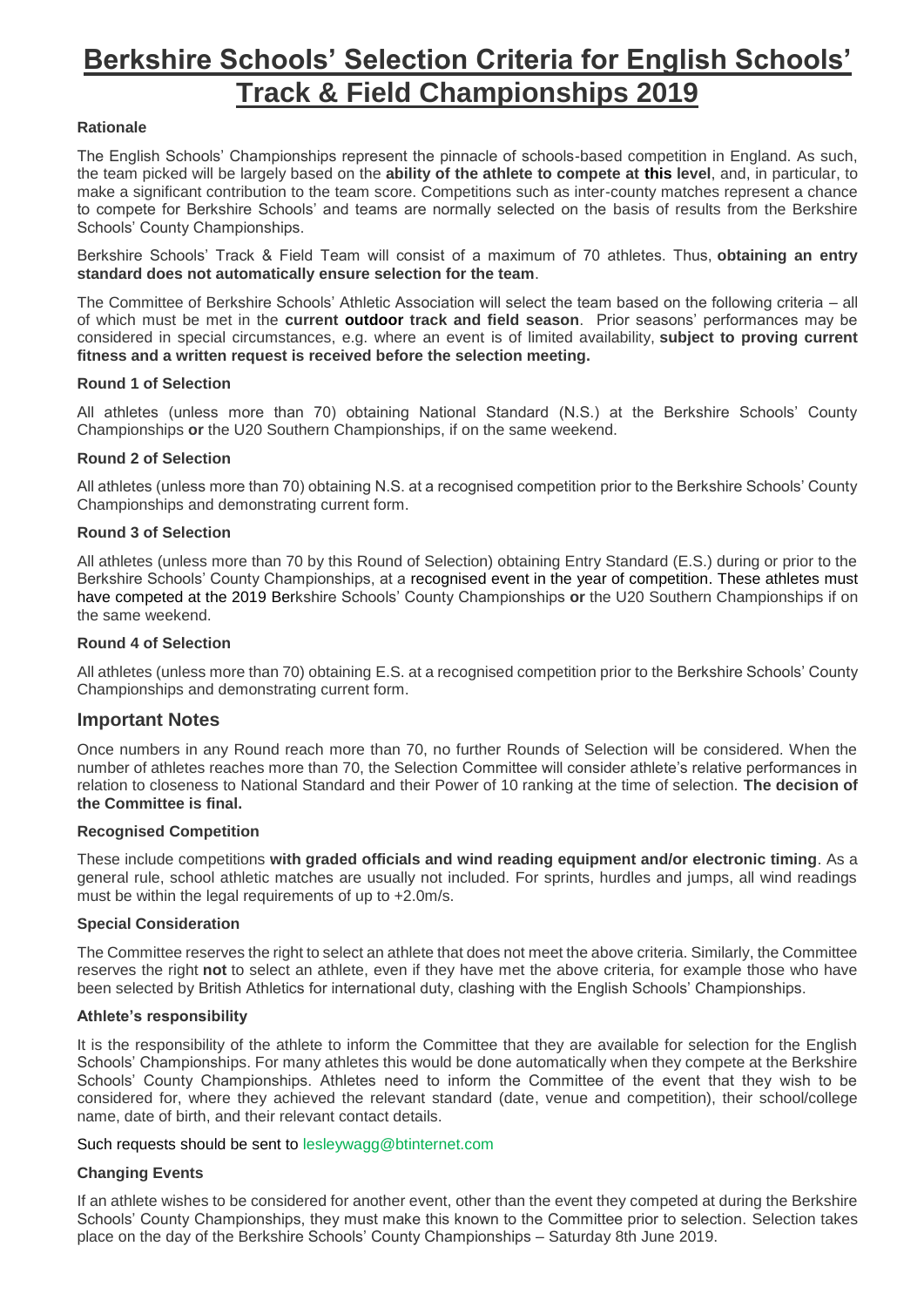# Berkshire Schools' Selection Criteria for English Schools' Track & Field Championships 2019

**Rationale**

The English Schools' Championships represent the pinnacle of schools-based competition in England. As such, the team picked will be largely based on the **ability of the athlete to compete at this level**, and, in particular, to make a significant contribution to the team score. Competitions such as inter-county matches represent a chance to compete for Berkshire Schools' and teams are normally selected on the basis of results from the Berkshire Schools' County Championships.

Berkshire Schools' Track & Field Team will consist of a maximum of 70 athletes. Thus, **obtaining an entry standard does not automatically ensure selection for the team**.

The Committee of Berkshire Schools' Athletic Association will select the team based on the following criteria – all of which must be met in the **current outdoor track and field season**. Prior seasons' performances may be considered in special circumstances, e.g. where an event is of limited availability, **subject to proving current fitness and a written request is received before the selection meeting.**

**Round 1 of Selection**

All athletes (unless more than 70) obtaining National Standard (N.S.) at the Berkshire Schools' County Championships **or** the U20 Southern Championships, if on the same weekend.

**Round 2 of Selection**

All athletes (unless more than 70) obtaining N.S. at a recognised competition prior to the Berkshire Schools' County Championships and demonstrating current form.

**Round 3 of Selection**

All athletes (unless more than 70 by this Round of Selection) obtaining Entry Standard (E.S.) during or prior to the Berkshire Schools' County Championships, at a recognised event in the year of competition. These athletes must have competed at the 2019 Berkshire Schools' County Championships **or** the U20 Southern Championships if on the same weekend.

**Round 4 of Selection**

All athletes (unless more than 70) obtaining E.S. at a recognised competition prior to the Berkshire Schools' County Championships and demonstrating current form.

## Important Notes

Once numbers in any Round reach more than 70, no further Rounds of Selection will be considered. When the number of athletes reaches more than 70, the Selection Committee will consider athlete's relative performances in relation to closeness to National Standard and their Power of 10 ranking at the time of selection. **The decision of the Committee is final.**

**Recognised Competition**

These include competitions **with graded officials and wind reading equipment and/or electronic timing**. As a general rule, school athletic matches are usually not included. For sprints, hurdles and jumps, all wind readings must be within the legal requirements of up to +2.0m/s.

**Special Consideration**

The Committee reserves the right to select an athlete that does not meet the above criteria. Similarly, the Committee reserves the right **not** to select an athlete, even if they have met the above criteria, for example those who have been selected by British Athletics for international duty, clashing with the English Schools' Championships.

**Athlete's responsibility**

It is the responsibility of the athlete to inform the Committee that they are available for selection for the English Schools' Championships. For many athletes this would be done automatically when they compete at the Berkshire Schools' County Championships. Athletes need to inform the Committee of the event that they wish to be considered for, where they achieved the relevant standard (date, venue and competition), their school/college name, date of birth, and their relevant contact details.

Such requests should be sent to lesleywagg@btinternet.com

**Changing Events**

If an athlete wishes to be considered for another event, other than the event they competed at during the Berkshire Schools' County Championships, they must make this known to the Committee prior to selection. Selection takes place on the day of the Berkshire Schools' County Championships – Saturday 8th June 2019.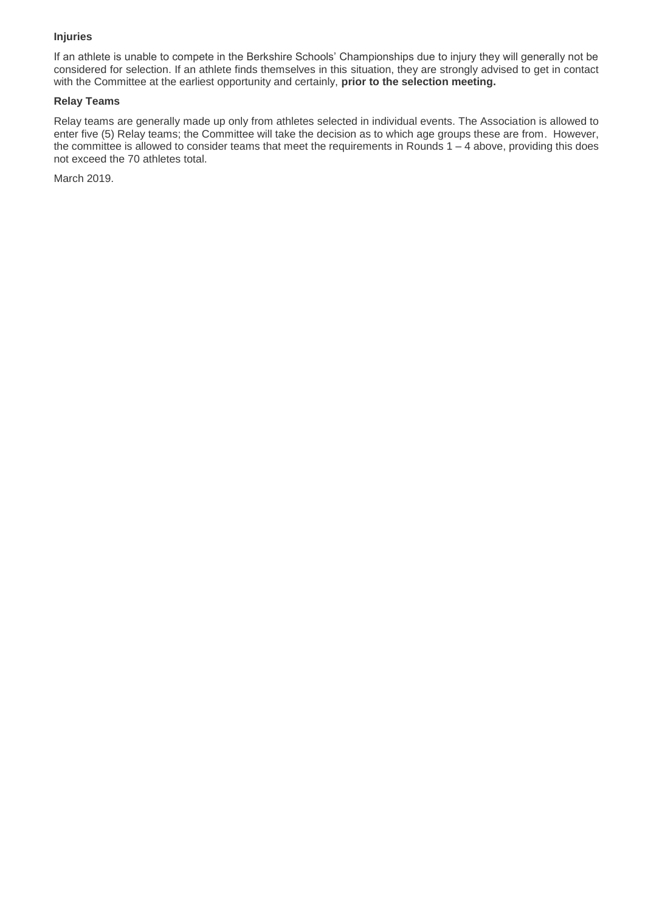**Injuries**

If an athlete is unable to compete in the Berkshire Schools' Championships due to injury they will generally not be considered for selection. If an athlete finds themselves in this situation, they are strongly advised to get in contact with the Committee at the earliest opportunity and certainly, **prior to the selection meeting.**

**Relay Teams**

Relay teams are generally made up only from athletes selected in individual events. The Association is allowed to enter five (5) Relay teams; the Committee will take the decision as to which age groups these are from. However, the committee is allowed to consider teams that meet the requirements in Rounds 1 – 4 above, providing this does not exceed the 70 athletes total.

March 2019.